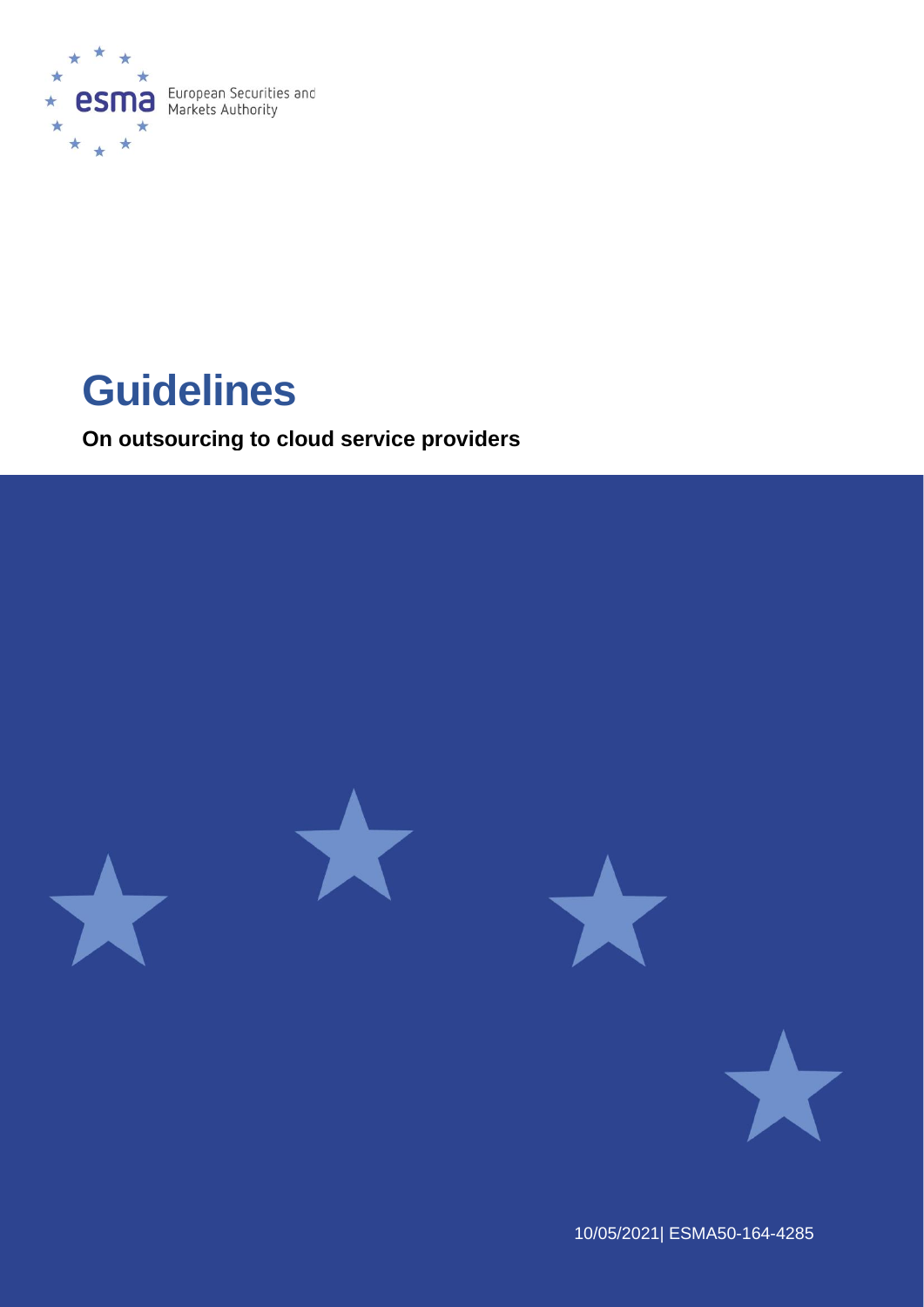esma European Securities and Markets Authority

# Guidelines

**On outsourcing to cloud service providers**

10/05/2021| ESMA50-164-4285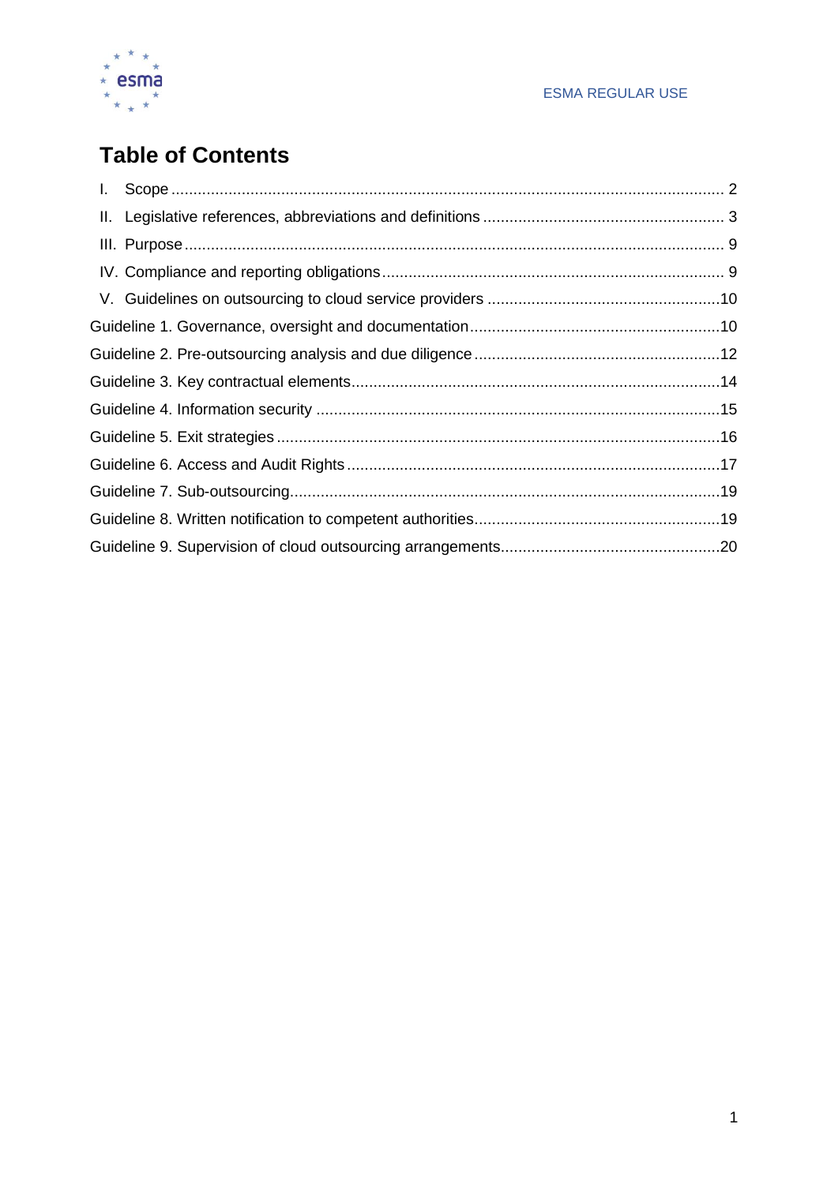# Table of Contents

I. Scope ........................................................................................................................ 2

II. Legislative references, abbreviations and definitions ...................................................... 3

III. Purpose ..................................................................................................................... 9

IV. Compliance and reporting obligations ............................................................................ 9

V. Guidelines on outsourcing to cloud service providers .....................................................10

Guideline 1. Governance, oversight and documentation.........................................................10

Guideline 2. Pre-outsourcing analysis and due diligence........................................................12

Guideline 3. Key contractual elements....................................................................................14

Guideline 4. Information security ............................................................................................15

Guideline 5. Exit strategies .....................................................................................................16

Guideline 6. Access and Audit Rights.....................................................................................17

Guideline 7. Sub-outsourcing..................................................................................................19

Guideline 8. Written notification to competent authorities........................................................19

Guideline 9. Supervision of cloud outsourcing arrangements..................................................20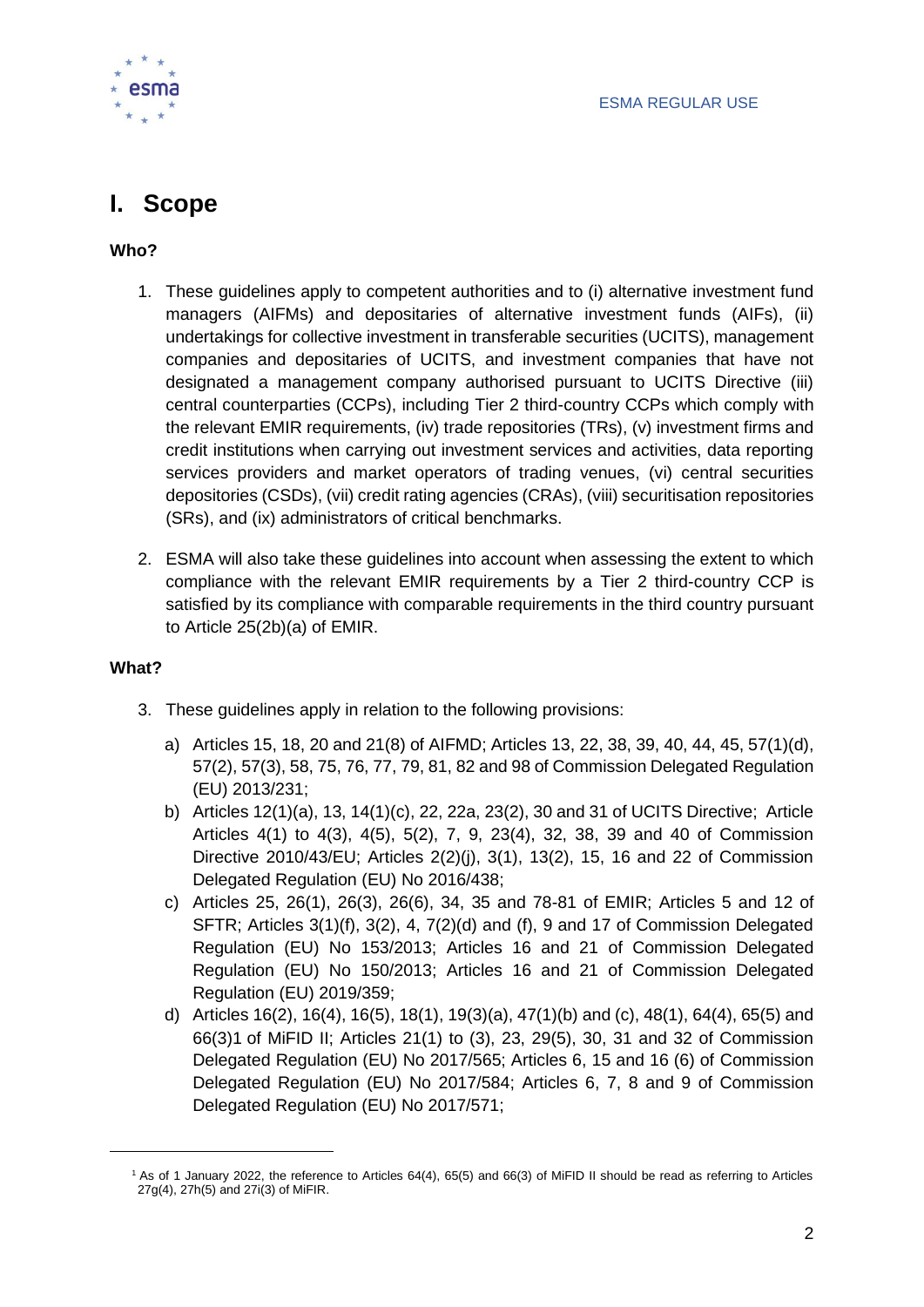# I. Scope

**Who?**

1. These guidelines apply to competent authorities and to (i) alternative investment fund managers (AIFMs) and depositaries of alternative investment funds (AIFs), (ii) undertakings for collective investment in transferable securities (UCITS), management companies and depositaries of UCITS, and investment companies that have not designated a management company authorised pursuant to UCITS Directive (iii) central counterparties (CCPs), including Tier 2 third-country CCPs which comply with the relevant EMIR requirements, (iv) trade repositories (TRs), (v) investment firms and credit institutions when carrying out investment services and activities, data reporting services providers and market operators of trading venues, (vi) central securities depositories (CSDs), (vii) credit rating agencies (CRAs), (viii) securitisation repositories (SRs), and (ix) administrators of critical benchmarks.

2. ESMA will also take these guidelines into account when assessing the extent to which compliance with the relevant EMIR requirements by a Tier 2 third-country CCP is satisfied by its compliance with comparable requirements in the third country pursuant to Article 25(2b)(a) of EMIR.

**What?**

3. These guidelines apply in relation to the following provisions:

   a) Articles 15, 18, 20 and 21(8) of AIFMD; Articles 13, 22, 38, 39, 40, 44, 45, 57(1)(d), 57(2), 57(3), 58, 75, 76, 77, 79, 81, 82 and 98 of Commission Delegated Regulation (EU) 2013/231;

   b) Articles 12(1)(a), 13, 14(1)(c), 22, 22a, 23(2), 30 and 31 of UCITS Directive; Article Articles 4(1) to 4(3), 4(5), 5(2), 7, 9, 23(4), 32, 38, 39 and 40 of Commission Directive 2010/43/EU; Articles 2(2)(j), 3(1), 13(2), 15, 16 and 22 of Commission Delegated Regulation (EU) No 2016/438;

   c) Articles 25, 26(1), 26(3), 26(6), 34, 35 and 78-81 of EMIR; Articles 5 and 12 of SFTR; Articles 3(1)(f), 3(2), 4, 7(2)(d) and (f), 9 and 17 of Commission Delegated Regulation (EU) No 153/2013; Articles 16 and 21 of Commission Delegated Regulation (EU) No 150/2013; Articles 16 and 21 of Commission Delegated Regulation (EU) 2019/359;

   d) Articles 16(2), 16(4), 16(5), 18(1), 19(3)(a), 47(1)(b) and (c), 48(1), 64(4), 65(5) and 66(3)[1] of MiFID II; Articles 21(1) to (3), 23, 29(5), 30, 31 and 32 of Commission Delegated Regulation (EU) No 2017/565; Articles 6, 15 and 16 (6) of Commission Delegated Regulation (EU) No 2017/584; Articles 6, 7, 8 and 9 of Commission Delegated Regulation (EU) No 2017/571;

[1] As of 1 January 2022, the reference to Articles 64(4), 65(5) and 66(3) of MiFID II should be read as referring to Articles 27g(4), 27h(5) and 27i(3) of MiFIR.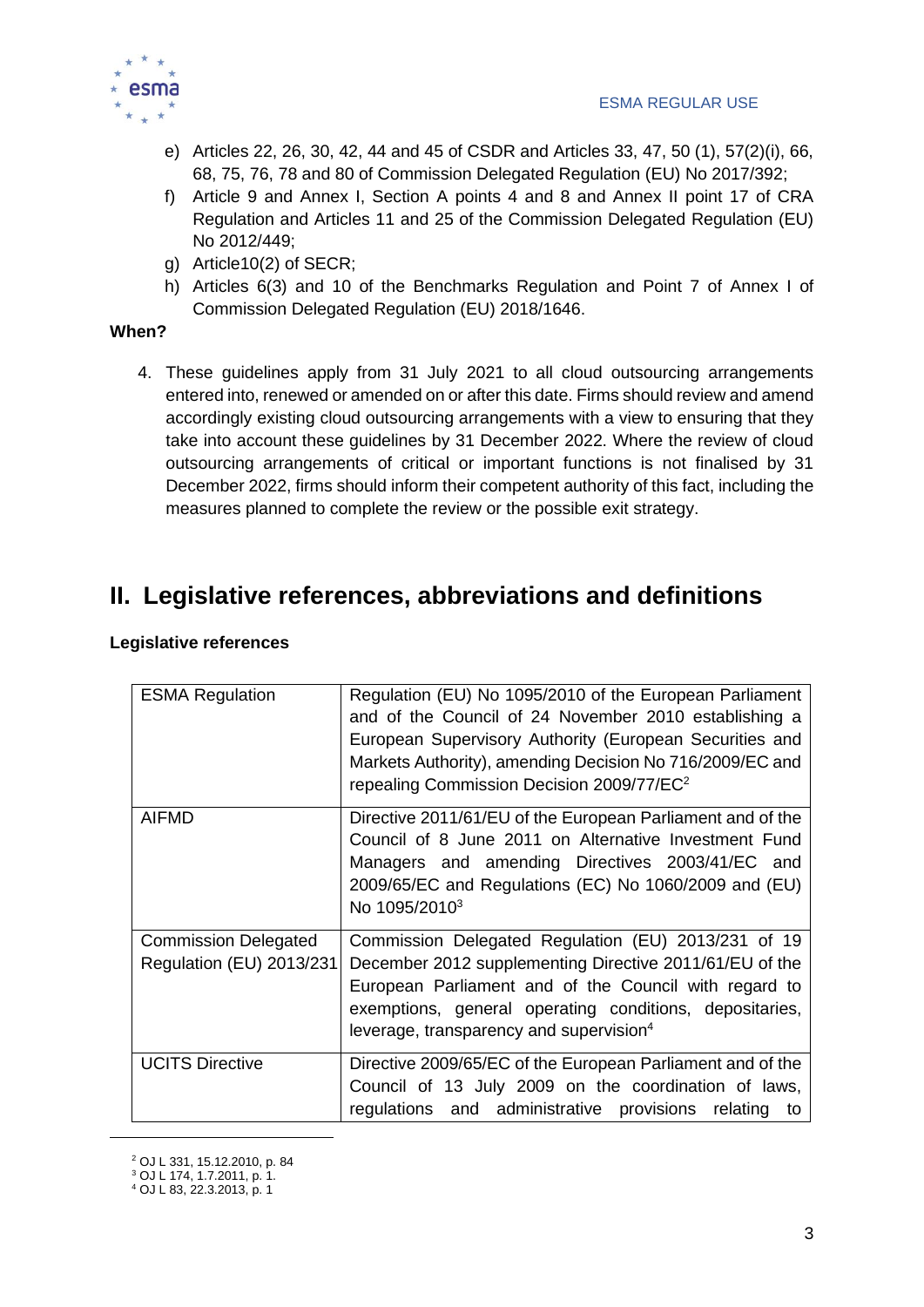e) Articles 22, 26, 30, 42, 44 and 45 of CSDR and Articles 33, 47, 50 (1), 57(2)(i), 66, 68, 75, 76, 78 and 80 of Commission Delegated Regulation (EU) No 2017/392;
f) Article 9 and Annex I, Section A points 4 and 8 and Annex II point 17 of CRA Regulation and Articles 11 and 25 of the Commission Delegated Regulation (EU) No 2012/449;
g) Article10(2) of SECR;
h) Articles 6(3) and 10 of the Benchmarks Regulation and Point 7 of Annex I of Commission Delegated Regulation (EU) 2018/1646.

**When?**

4. These guidelines apply from 31 July 2021 to all cloud outsourcing arrangements entered into, renewed or amended on or after this date. Firms should review and amend accordingly existing cloud outsourcing arrangements with a view to ensuring that they take into account these guidelines by 31 December 2022. Where the review of cloud outsourcing arrangements of critical or important functions is not finalised by 31 December 2022, firms should inform their competent authority of this fact, including the measures planned to complete the review or the possible exit strategy.

# II. Legislative references, abbreviations and definitions

**Legislative references**

| | |
|---|---|
| ESMA Regulation | Regulation (EU) No 1095/2010 of the European Parliament and of the Council of 24 November 2010 establishing a European Supervisory Authority (European Securities and Markets Authority), amending Decision No 716/2009/EC and repealing Commission Decision 2009/77/EC[2] |
| AIFMD | Directive 2011/61/EU of the European Parliament and of the Council of 8 June 2011 on Alternative Investment Fund Managers and amending Directives 2003/41/EC and 2009/65/EC and Regulations (EC) No 1060/2009 and (EU) No 1095/2010[3] |
| Commission Delegated Regulation (EU) 2013/231 | Commission Delegated Regulation (EU) 2013/231 of 19 December 2012 supplementing Directive 2011/61/EU of the European Parliament and of the Council with regard to exemptions, general operating conditions, depositaries, leverage, transparency and supervision[4] |
| UCITS Directive | Directive 2009/65/EC of the European Parliament and of the Council of 13 July 2009 on the coordination of laws, regulations and administrative provisions relating to |

[2] OJ L 331, 15.12.2010, p. 84
[3] OJ L 174, 1.7.2011, p. 1.
[4] OJ L 83, 22.3.2013, p. 1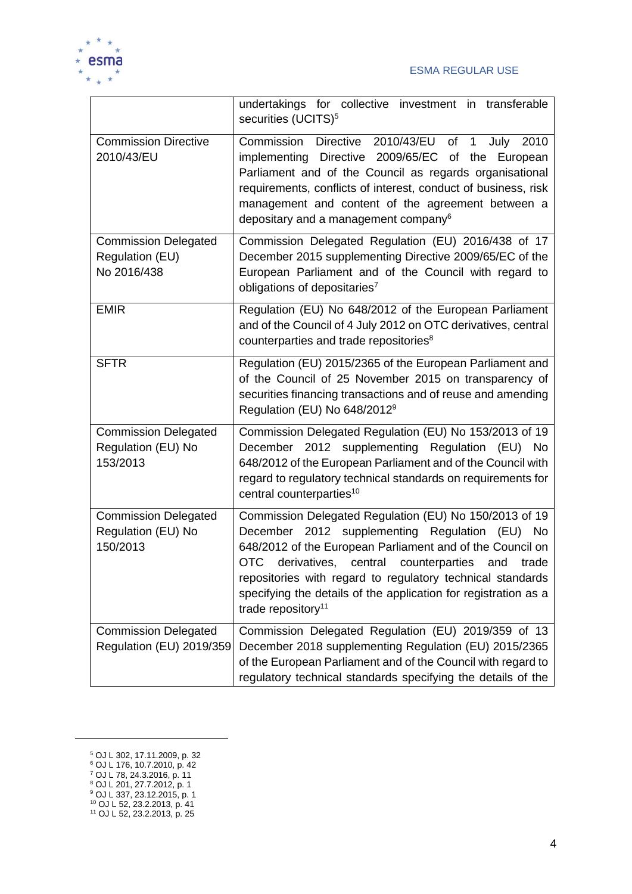| | |
|---|---|
| | undertakings for collective investment in transferable securities (UCITS)[5] |
| Commission Directive 2010/43/EU | Commission Directive 2010/43/EU of 1 July 2010 implementing Directive 2009/65/EC of the European Parliament and of the Council as regards organisational requirements, conflicts of interest, conduct of business, risk management and content of the agreement between a depositary and a management company[6] |
| Commission Delegated Regulation (EU) No 2016/438 | Commission Delegated Regulation (EU) 2016/438 of 17 December 2015 supplementing Directive 2009/65/EC of the European Parliament and of the Council with regard to obligations of depositaries[7] |
| EMIR | Regulation (EU) No 648/2012 of the European Parliament and of the Council of 4 July 2012 on OTC derivatives, central counterparties and trade repositories[8] |
| SFTR | Regulation (EU) 2015/2365 of the European Parliament and of the Council of 25 November 2015 on transparency of securities financing transactions and of reuse and amending Regulation (EU) No 648/2012[9] |
| Commission Delegated Regulation (EU) No 153/2013 | Commission Delegated Regulation (EU) No 153/2013 of 19 December 2012 supplementing Regulation (EU) No 648/2012 of the European Parliament and of the Council with regard to regulatory technical standards on requirements for central counterparties[10] |
| Commission Delegated Regulation (EU) No 150/2013 | Commission Delegated Regulation (EU) No 150/2013 of 19 December 2012 supplementing Regulation (EU) No 648/2012 of the European Parliament and of the Council on OTC derivatives, central counterparties and trade repositories with regard to regulatory technical standards specifying the details of the application for registration as a trade repository[11] |
| Commission Delegated Regulation (EU) 2019/359 | Commission Delegated Regulation (EU) 2019/359 of 13 December 2018 supplementing Regulation (EU) 2015/2365 of the European Parliament and of the Council with regard to regulatory technical standards specifying the details of the |

[5] OJ L 302, 17.11.2009, p. 32
[6] OJ L 176, 10.7.2010, p. 42
[7] OJ L 78, 24.3.2016, p. 11
[8] OJ L 201, 27.7.2012, p. 1
[9] OJ L 337, 23.12.2015, p. 1
[10] OJ L 52, 23.2.2013, p. 41
[11] OJ L 52, 23.2.2013, p. 25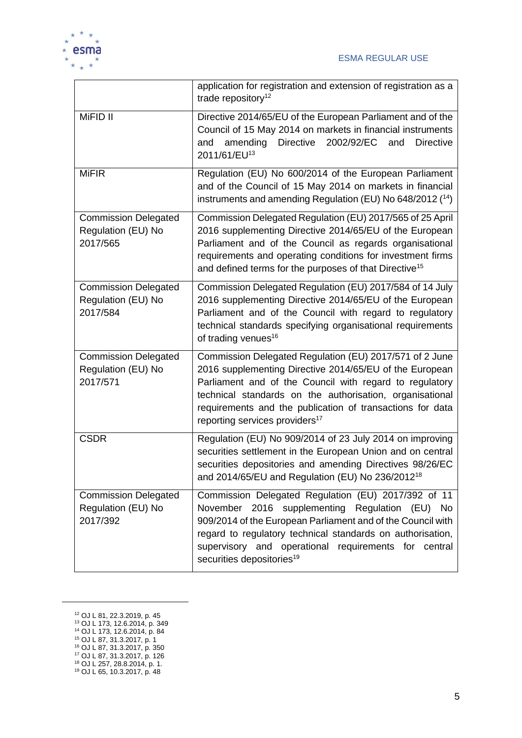| | |
|---|---|
| | application for registration and extension of registration as a trade repository[12] |
| MiFID II | Directive 2014/65/EU of the European Parliament and of the Council of 15 May 2014 on markets in financial instruments and amending Directive 2002/92/EC and Directive 2011/61/EU[13] |
| MiFIR | Regulation (EU) No 600/2014 of the European Parliament and of the Council of 15 May 2014 on markets in financial instruments and amending Regulation (EU) No 648/2012 ([14]) |
| Commission Delegated Regulation (EU) No 2017/565 | Commission Delegated Regulation (EU) 2017/565 of 25 April 2016 supplementing Directive 2014/65/EU of the European Parliament and of the Council as regards organisational requirements and operating conditions for investment firms and defined terms for the purposes of that Directive[15] |
| Commission Delegated Regulation (EU) No 2017/584 | Commission Delegated Regulation (EU) 2017/584 of 14 July 2016 supplementing Directive 2014/65/EU of the European Parliament and of the Council with regard to regulatory technical standards specifying organisational requirements of trading venues[16] |
| Commission Delegated Regulation (EU) No 2017/571 | Commission Delegated Regulation (EU) 2017/571 of 2 June 2016 supplementing Directive 2014/65/EU of the European Parliament and of the Council with regard to regulatory technical standards on the authorisation, organisational requirements and the publication of transactions for data reporting services providers[17] |
| CSDR | Regulation (EU) No 909/2014 of 23 July 2014 on improving securities settlement in the European Union and on central securities depositories and amending Directives 98/26/EC and 2014/65/EU and Regulation (EU) No 236/2012[18] |
| Commission Delegated Regulation (EU) No 2017/392 | Commission Delegated Regulation (EU) 2017/392 of 11 November 2016 supplementing Regulation (EU) No 909/2014 of the European Parliament and of the Council with regard to regulatory technical standards on authorisation, supervisory and operational requirements for central securities depositories[19] |

[12] OJ L 81, 22.3.2019, p. 45
[13] OJ L 173, 12.6.2014, p. 349
[14] OJ L 173, 12.6.2014, p. 84
[15] OJ L 87, 31.3.2017, p. 1
[16] OJ L 87, 31.3.2017, p. 350
[17] OJ L 87, 31.3.2017, p. 126
[18] OJ L 257, 28.8.2014, p. 1.
[19] OJ L 65, 10.3.2017, p. 48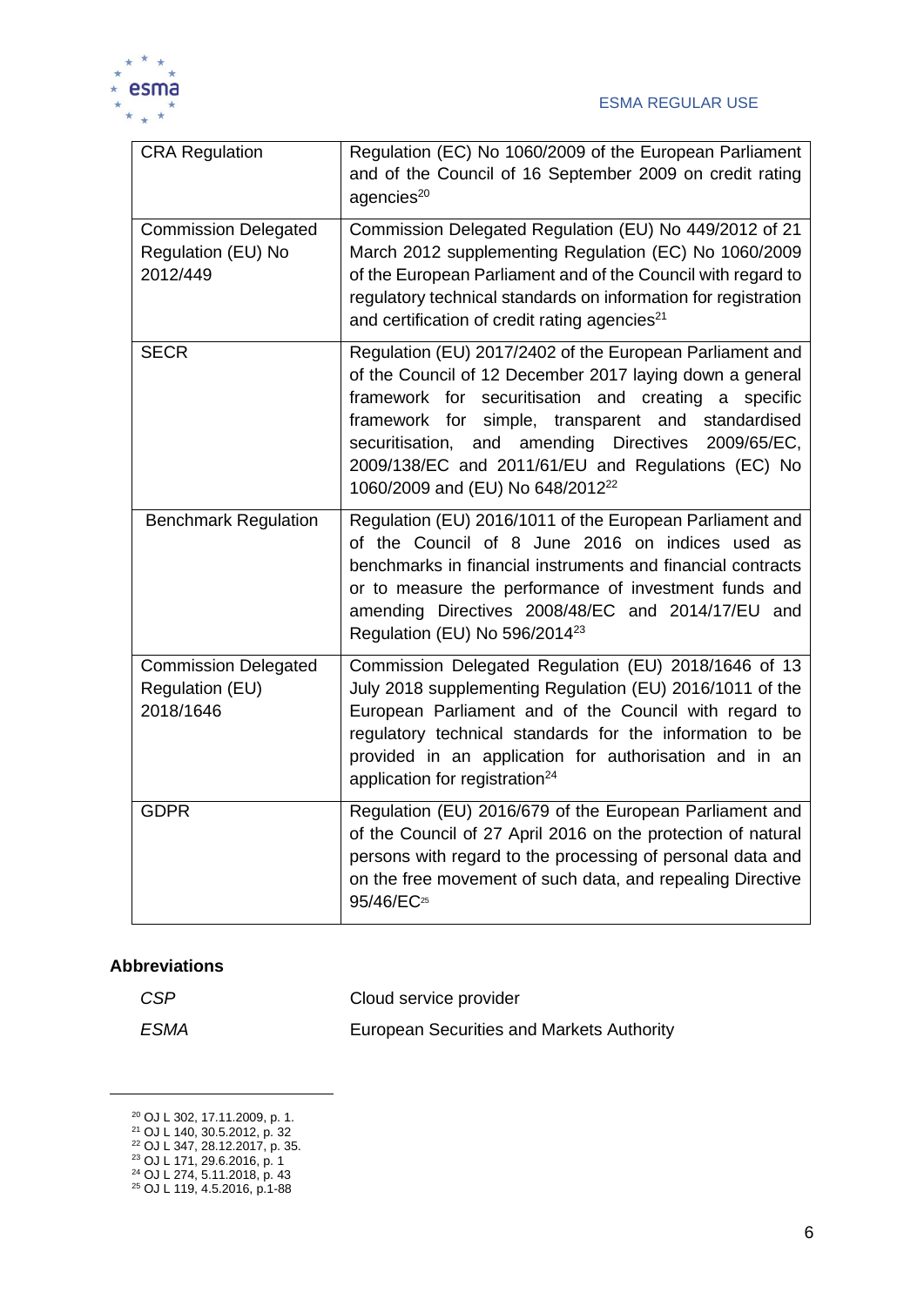| | |
|---|---|
| CRA Regulation | Regulation (EC) No 1060/2009 of the European Parliament and of the Council of 16 September 2009 on credit rating agencies[20] |
| Commission Delegated Regulation (EU) No 2012/449 | Commission Delegated Regulation (EU) No 449/2012 of 21 March 2012 supplementing Regulation (EC) No 1060/2009 of the European Parliament and of the Council with regard to regulatory technical standards on information for registration and certification of credit rating agencies[21] |
| SECR | Regulation (EU) 2017/2402 of the European Parliament and of the Council of 12 December 2017 laying down a general framework for securitisation and creating a specific framework for simple, transparent and standardised securitisation, and amending Directives 2009/65/EC, 2009/138/EC and 2011/61/EU and Regulations (EC) No 1060/2009 and (EU) No 648/2012[22] |
| Benchmark Regulation | Regulation (EU) 2016/1011 of the European Parliament and of the Council of 8 June 2016 on indices used as benchmarks in financial instruments and financial contracts or to measure the performance of investment funds and amending Directives 2008/48/EC and 2014/17/EU and Regulation (EU) No 596/2014[23] |
| Commission Delegated Regulation (EU) 2018/1646 | Commission Delegated Regulation (EU) 2018/1646 of 13 July 2018 supplementing Regulation (EU) 2016/1011 of the European Parliament and of the Council with regard to regulatory technical standards for the information to be provided in an application for authorisation and in an application for registration[24] |
| GDPR | Regulation (EU) 2016/679 of the European Parliament and of the Council of 27 April 2016 on the protection of natural persons with regard to the processing of personal data and on the free movement of such data, and repealing Directive 95/46/EC[25] |

**Abbreviations**

| | |
|---|---|
| *CSP* | Cloud service provider |
| *ESMA* | European Securities and Markets Authority |

---

[20] OJ L 302, 17.11.2009, p. 1.
[21] OJ L 140, 30.5.2012, p. 32
[22] OJ L 347, 28.12.2017, p. 35.
[23] OJ L 171, 29.6.2016, p. 1
[24] OJ L 274, 5.11.2018, p. 43
[25] OJ L 119, 4.5.2016, p.1-88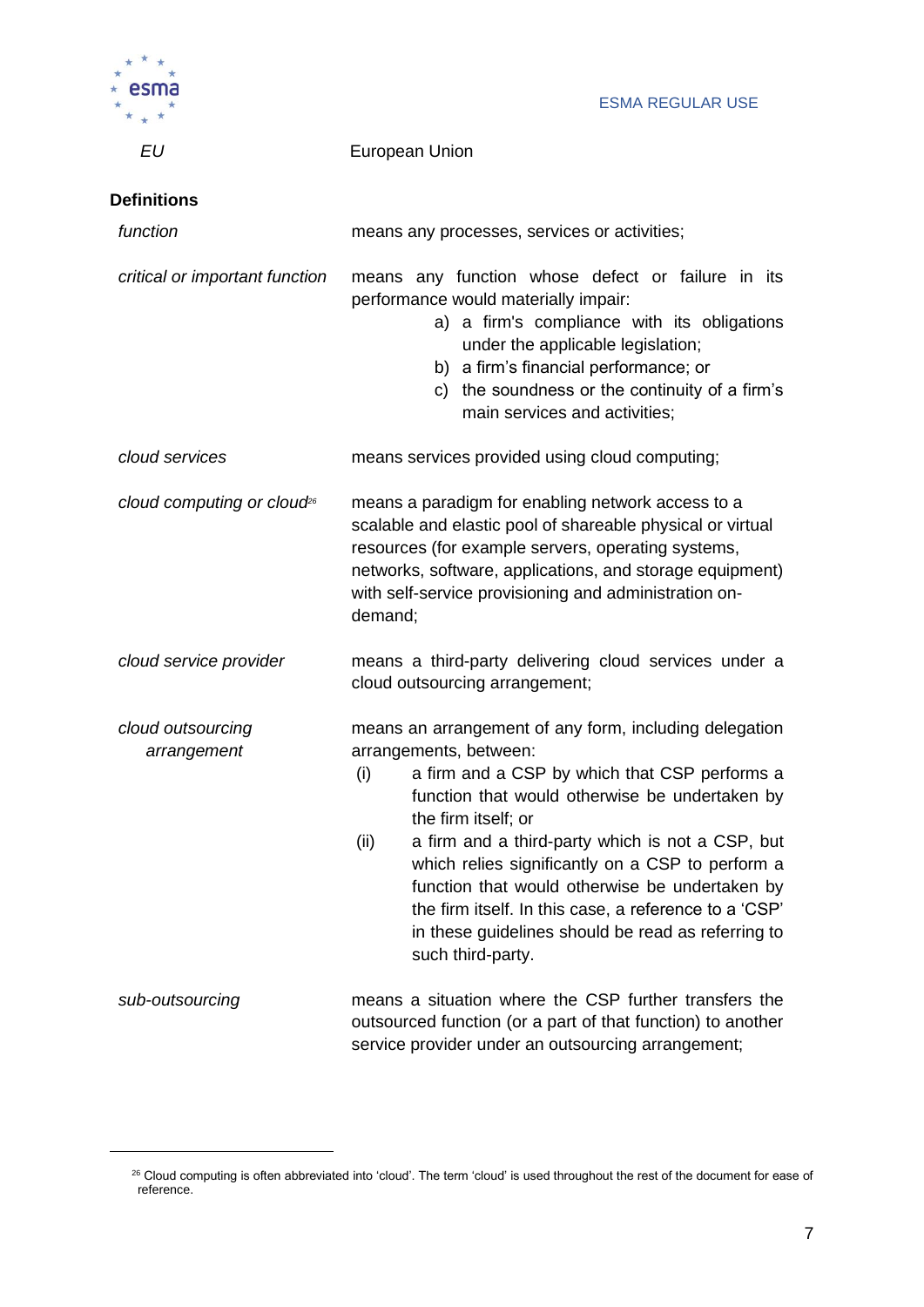| | |
|---|---|
| *EU* | European Union |

**Definitions**

| | |
|---|---|
| *function* | means any processes, services or activities; |
| *critical or important function* | means any function whose defect or failure in its performance would materially impair: a) a firm's compliance with its obligations under the applicable legislation; b) a firm's financial performance; or c) the soundness or the continuity of a firm's main services and activities; |
| *cloud services* | means services provided using cloud computing; |
| *cloud computing or cloud*[26] | means a paradigm for enabling network access to a scalable and elastic pool of shareable physical or virtual resources (for example servers, operating systems, networks, software, applications, and storage equipment) with self-service provisioning and administration on-demand; |
| *cloud service provider* | means a third-party delivering cloud services under a cloud outsourcing arrangement; |
| *cloud outsourcing arrangement* | means an arrangement of any form, including delegation arrangements, between: (i) a firm and a CSP by which that CSP performs a function that would otherwise be undertaken by the firm itself; or (ii) a firm and a third-party which is not a CSP, but which relies significantly on a CSP to perform a function that would otherwise be undertaken by the firm itself. In this case, a reference to a 'CSP' in these guidelines should be read as referring to such third-party. |
| *sub-outsourcing* | means a situation where the CSP further transfers the outsourced function (or a part of that function) to another service provider under an outsourcing arrangement; |

[26] Cloud computing is often abbreviated into 'cloud'. The term 'cloud' is used throughout the rest of the document for ease of reference.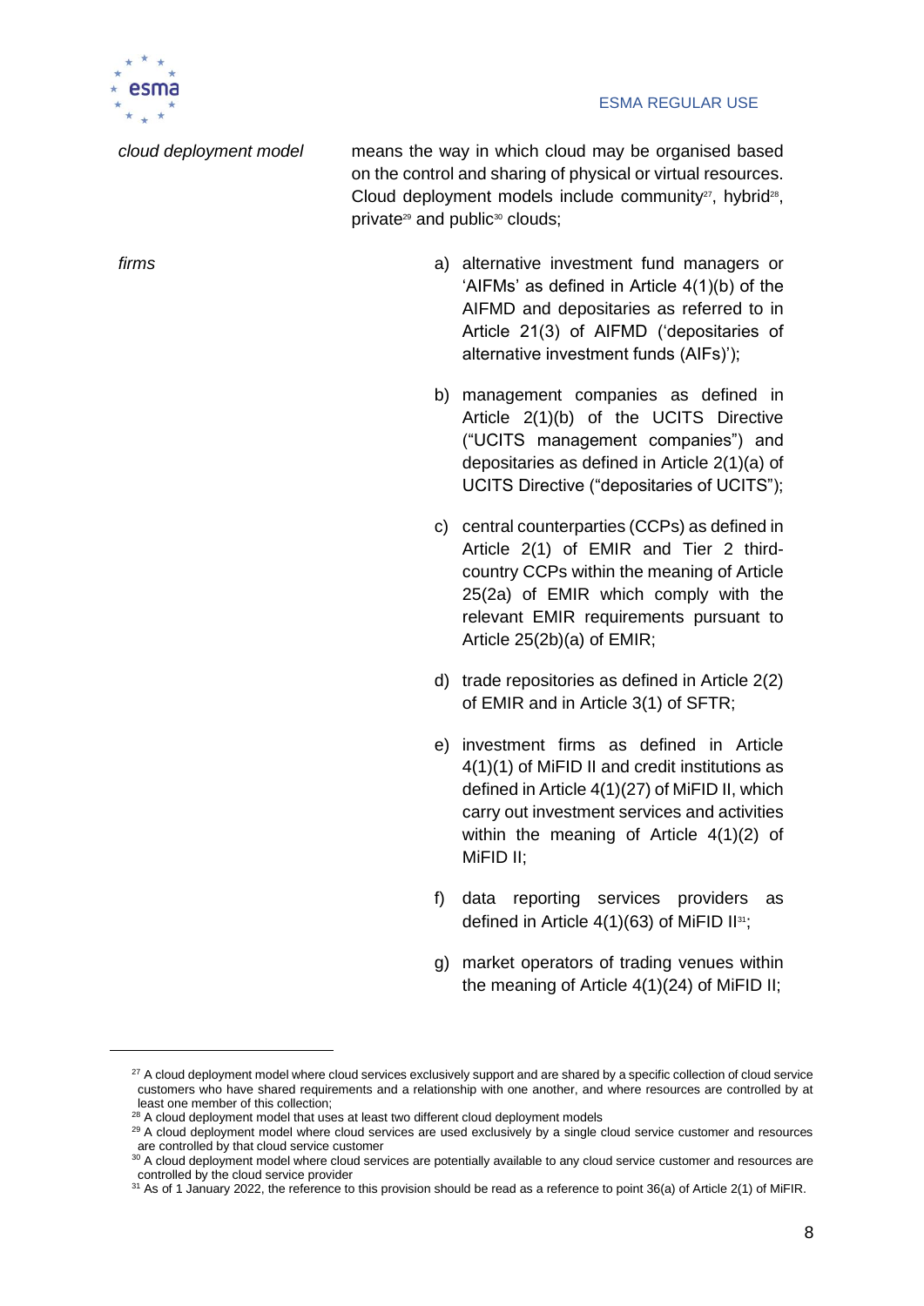*cloud deployment model* means the way in which cloud may be organised based on the control and sharing of physical or virtual resources. Cloud deployment models include community[27], hybrid[28], private[29] and public[30] clouds;

*firms*

a) alternative investment fund managers or 'AIFMs' as defined in Article 4(1)(b) of the AIFMD and depositaries as referred to in Article 21(3) of AIFMD ('depositaries of alternative investment funds (AIFs)');

b) management companies as defined in Article 2(1)(b) of the UCITS Directive ("UCITS management companies") and depositaries as defined in Article 2(1)(a) of UCITS Directive ("depositaries of UCITS");

c) central counterparties (CCPs) as defined in Article 2(1) of EMIR and Tier 2 third-country CCPs within the meaning of Article 25(2a) of EMIR which comply with the relevant EMIR requirements pursuant to Article 25(2b)(a) of EMIR;

d) trade repositories as defined in Article 2(2) of EMIR and in Article 3(1) of SFTR;

e) investment firms as defined in Article 4(1)(1) of MiFID II and credit institutions as defined in Article 4(1)(27) of MiFID II, which carry out investment services and activities within the meaning of Article 4(1)(2) of MiFID II;

f) data reporting services providers as defined in Article 4(1)(63) of MiFID II[31];

g) market operators of trading venues within the meaning of Article 4(1)(24) of MiFID II;

---

[27] A cloud deployment model where cloud services exclusively support and are shared by a specific collection of cloud service customers who have shared requirements and a relationship with one another, and where resources are controlled by at least one member of this collection;

[28] A cloud deployment model that uses at least two different cloud deployment models

[29] A cloud deployment model where cloud services are used exclusively by a single cloud service customer and resources are controlled by that cloud service customer

[30] A cloud deployment model where cloud services are potentially available to any cloud service customer and resources are controlled by the cloud service provider

[31] As of 1 January 2022, the reference to this provision should be read as a reference to point 36(a) of Article 2(1) of MiFIR.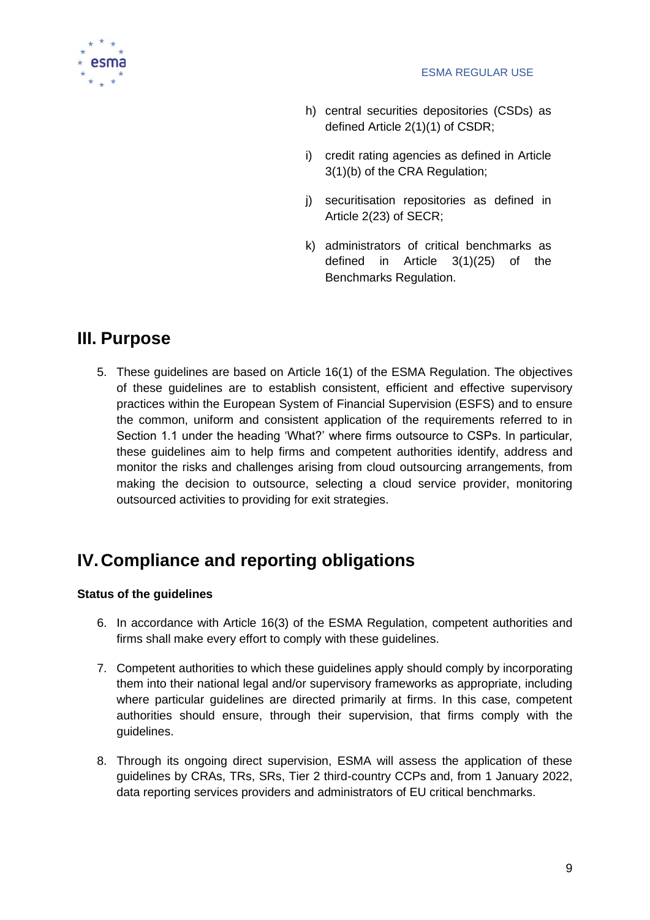h) central securities depositories (CSDs) as defined Article 2(1)(1) of CSDR;

i) credit rating agencies as defined in Article 3(1)(b) of the CRA Regulation;

j) securitisation repositories as defined in Article 2(23) of SECR;

k) administrators of critical benchmarks as defined in Article 3(1)(25) of the Benchmarks Regulation.

## III. Purpose

5. These guidelines are based on Article 16(1) of the ESMA Regulation. The objectives of these guidelines are to establish consistent, efficient and effective supervisory practices within the European System of Financial Supervision (ESFS) and to ensure the common, uniform and consistent application of the requirements referred to in Section 1.1 under the heading 'What?' where firms outsource to CSPs. In particular, these guidelines aim to help firms and competent authorities identify, address and monitor the risks and challenges arising from cloud outsourcing arrangements, from making the decision to outsource, selecting a cloud service provider, monitoring outsourced activities to providing for exit strategies.

## IV. Compliance and reporting obligations

**Status of the guidelines**

6. In accordance with Article 16(3) of the ESMA Regulation, competent authorities and firms shall make every effort to comply with these guidelines.

7. Competent authorities to which these guidelines apply should comply by incorporating them into their national legal and/or supervisory frameworks as appropriate, including where particular guidelines are directed primarily at firms. In this case, competent authorities should ensure, through their supervision, that firms comply with the guidelines.

8. Through its ongoing direct supervision, ESMA will assess the application of these guidelines by CRAs, TRs, SRs, Tier 2 third-country CCPs and, from 1 January 2022, data reporting services providers and administrators of EU critical benchmarks.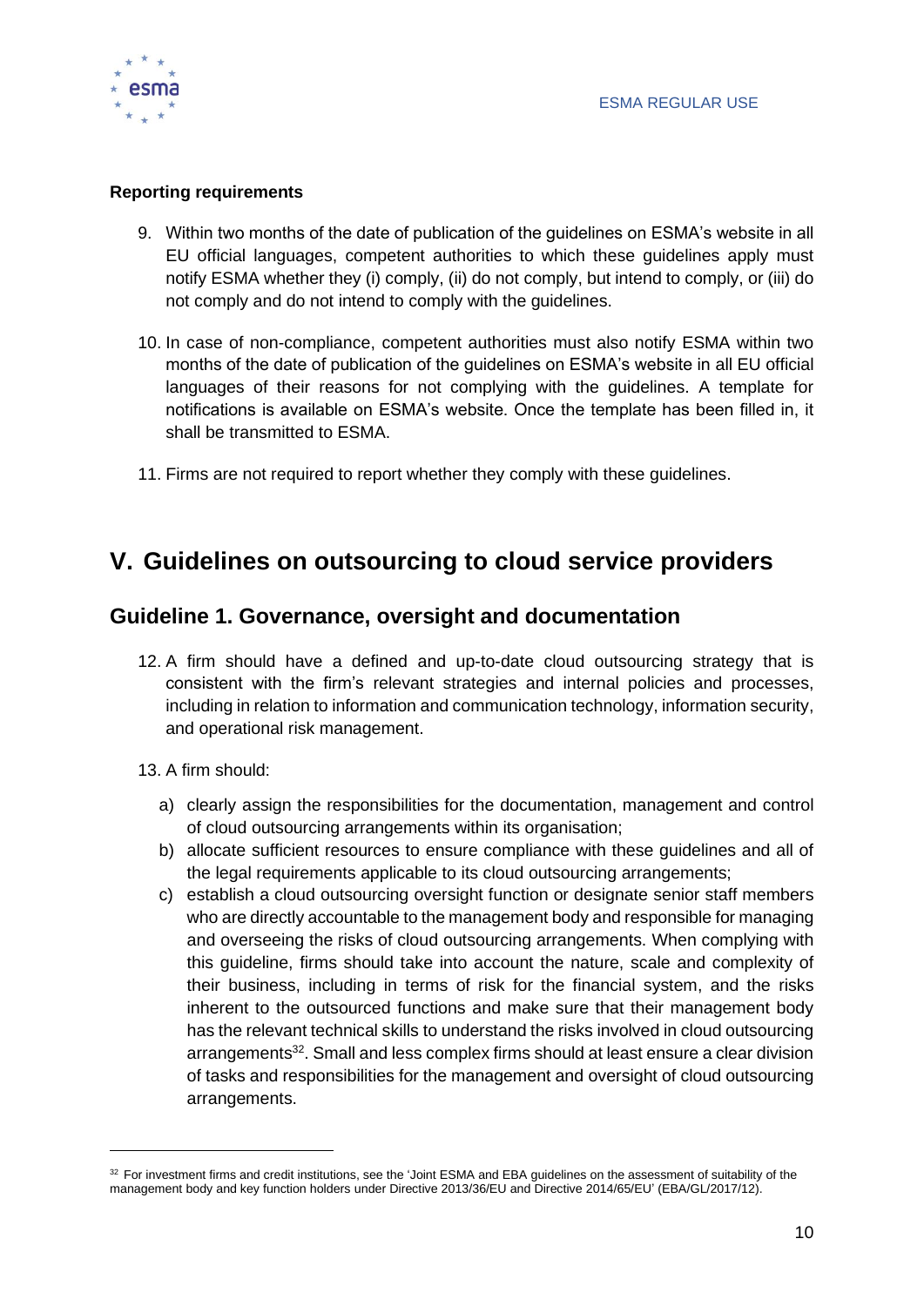**Reporting requirements**

9. Within two months of the date of publication of the guidelines on ESMA's website in all EU official languages, competent authorities to which these guidelines apply must notify ESMA whether they (i) comply, (ii) do not comply, but intend to comply, or (iii) do not comply and do not intend to comply with the guidelines.

10. In case of non-compliance, competent authorities must also notify ESMA within two months of the date of publication of the guidelines on ESMA's website in all EU official languages of their reasons for not complying with the guidelines. A template for notifications is available on ESMA's website. Once the template has been filled in, it shall be transmitted to ESMA.

11. Firms are not required to report whether they comply with these guidelines.

# V. Guidelines on outsourcing to cloud service providers

## Guideline 1. Governance, oversight and documentation

12. A firm should have a defined and up-to-date cloud outsourcing strategy that is consistent with the firm's relevant strategies and internal policies and processes, including in relation to information and communication technology, information security, and operational risk management.

13. A firm should:

   a) clearly assign the responsibilities for the documentation, management and control of cloud outsourcing arrangements within its organisation;
   b) allocate sufficient resources to ensure compliance with these guidelines and all of the legal requirements applicable to its cloud outsourcing arrangements;
   c) establish a cloud outsourcing oversight function or designate senior staff members who are directly accountable to the management body and responsible for managing and overseeing the risks of cloud outsourcing arrangements. When complying with this guideline, firms should take into account the nature, scale and complexity of their business, including in terms of risk for the financial system, and the risks inherent to the outsourced functions and make sure that their management body has the relevant technical skills to understand the risks involved in cloud outsourcing arrangements[32]. Small and less complex firms should at least ensure a clear division of tasks and responsibilities for the management and oversight of cloud outsourcing arrangements.

[32] For investment firms and credit institutions, see the 'Joint ESMA and EBA guidelines on the assessment of suitability of the management body and key function holders under Directive 2013/36/EU and Directive 2014/65/EU' (EBA/GL/2017/12).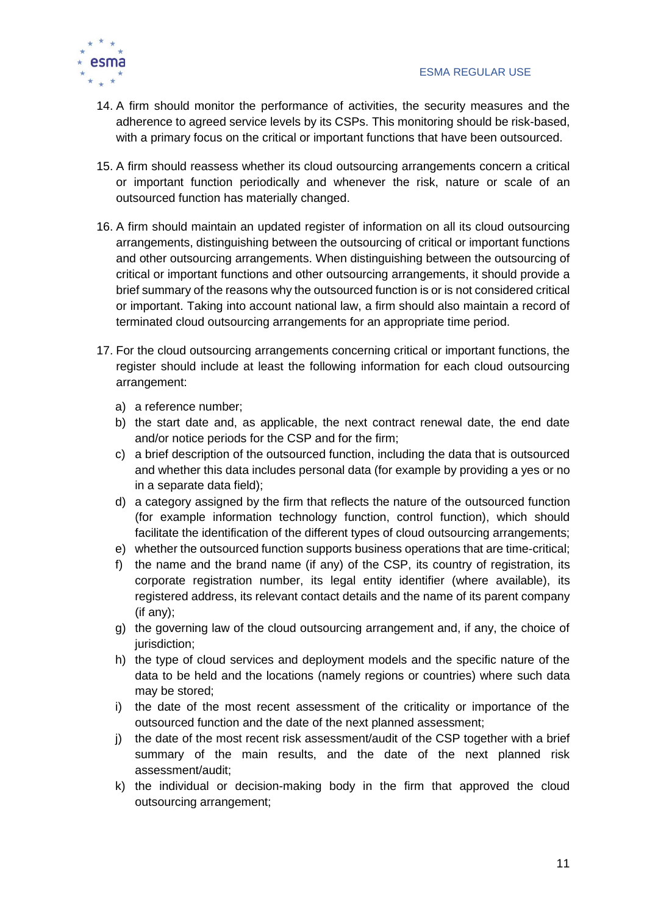14. A firm should monitor the performance of activities, the security measures and the adherence to agreed service levels by its CSPs. This monitoring should be risk-based, with a primary focus on the critical or important functions that have been outsourced.

15. A firm should reassess whether its cloud outsourcing arrangements concern a critical or important function periodically and whenever the risk, nature or scale of an outsourced function has materially changed.

16. A firm should maintain an updated register of information on all its cloud outsourcing arrangements, distinguishing between the outsourcing of critical or important functions and other outsourcing arrangements. When distinguishing between the outsourcing of critical or important functions and other outsourcing arrangements, it should provide a brief summary of the reasons why the outsourced function is or is not considered critical or important. Taking into account national law, a firm should also maintain a record of terminated cloud outsourcing arrangements for an appropriate time period.

17. For the cloud outsourcing arrangements concerning critical or important functions, the register should include at least the following information for each cloud outsourcing arrangement:

    a) a reference number;
    b) the start date and, as applicable, the next contract renewal date, the end date and/or notice periods for the CSP and for the firm;
    c) a brief description of the outsourced function, including the data that is outsourced and whether this data includes personal data (for example by providing a yes or no in a separate data field);
    d) a category assigned by the firm that reflects the nature of the outsourced function (for example information technology function, control function), which should facilitate the identification of the different types of cloud outsourcing arrangements;
    e) whether the outsourced function supports business operations that are time-critical;
    f) the name and the brand name (if any) of the CSP, its country of registration, its corporate registration number, its legal entity identifier (where available), its registered address, its relevant contact details and the name of its parent company (if any);
    g) the governing law of the cloud outsourcing arrangement and, if any, the choice of jurisdiction;
    h) the type of cloud services and deployment models and the specific nature of the data to be held and the locations (namely regions or countries) where such data may be stored;
    i) the date of the most recent assessment of the criticality or importance of the outsourced function and the date of the next planned assessment;
    j) the date of the most recent risk assessment/audit of the CSP together with a brief summary of the main results, and the date of the next planned risk assessment/audit;
    k) the individual or decision-making body in the firm that approved the cloud outsourcing arrangement;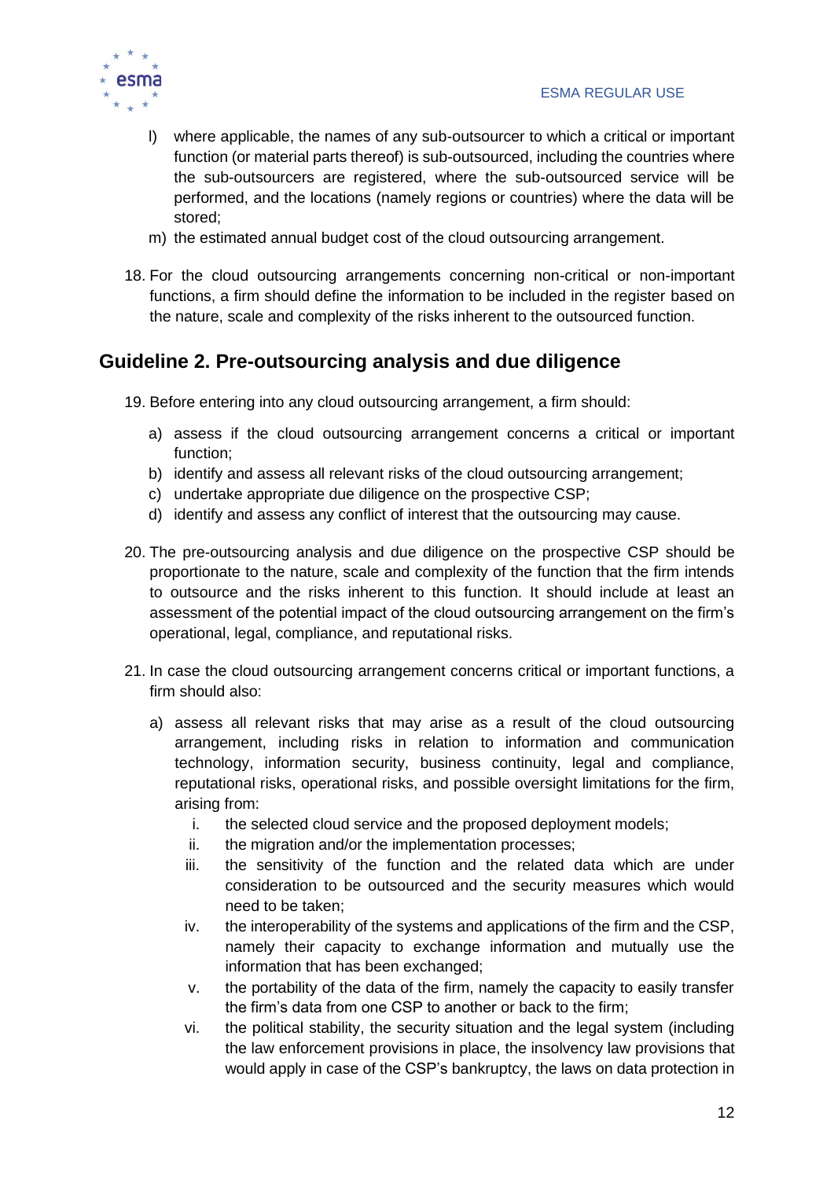l) where applicable, the names of any sub-outsourcer to which a critical or important function (or material parts thereof) is sub-outsourced, including the countries where the sub-outsourcers are registered, where the sub-outsourced service will be performed, and the locations (namely regions or countries) where the data will be stored;

m) the estimated annual budget cost of the cloud outsourcing arrangement.

18. For the cloud outsourcing arrangements concerning non-critical or non-important functions, a firm should define the information to be included in the register based on the nature, scale and complexity of the risks inherent to the outsourced function.

## Guideline 2. Pre-outsourcing analysis and due diligence

19. Before entering into any cloud outsourcing arrangement, a firm should:

    a) assess if the cloud outsourcing arrangement concerns a critical or important function;

    b) identify and assess all relevant risks of the cloud outsourcing arrangement;

    c) undertake appropriate due diligence on the prospective CSP;

    d) identify and assess any conflict of interest that the outsourcing may cause.

20. The pre-outsourcing analysis and due diligence on the prospective CSP should be proportionate to the nature, scale and complexity of the function that the firm intends to outsource and the risks inherent to this function. It should include at least an assessment of the potential impact of the cloud outsourcing arrangement on the firm's operational, legal, compliance, and reputational risks.

21. In case the cloud outsourcing arrangement concerns critical or important functions, a firm should also:

    a) assess all relevant risks that may arise as a result of the cloud outsourcing arrangement, including risks in relation to information and communication technology, information security, business continuity, legal and compliance, reputational risks, operational risks, and possible oversight limitations for the firm, arising from:

        i. the selected cloud service and the proposed deployment models;

        ii. the migration and/or the implementation processes;

        iii. the sensitivity of the function and the related data which are under consideration to be outsourced and the security measures which would need to be taken;

        iv. the interoperability of the systems and applications of the firm and the CSP, namely their capacity to exchange information and mutually use the information that has been exchanged;

        v. the portability of the data of the firm, namely the capacity to easily transfer the firm's data from one CSP to another or back to the firm;

        vi. the political stability, the security situation and the legal system (including the law enforcement provisions in place, the insolvency law provisions that would apply in case of the CSP's bankruptcy, the laws on data protection in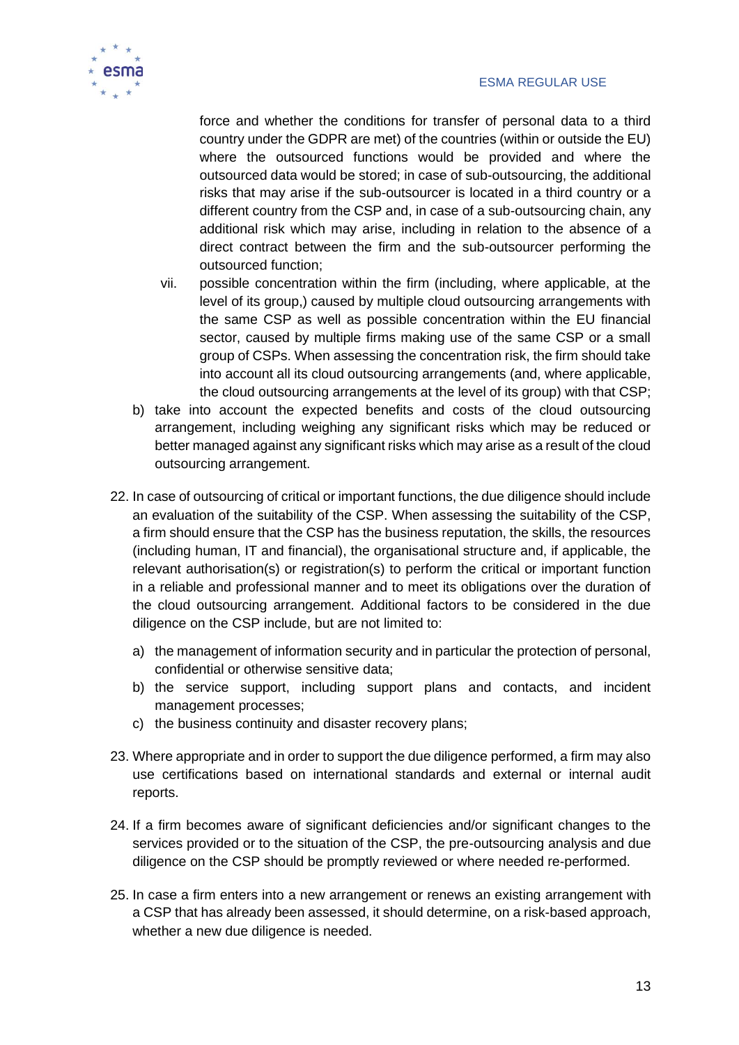force and whether the conditions for transfer of personal data to a third country under the GDPR are met) of the countries (within or outside the EU) where the outsourced functions would be provided and where the outsourced data would be stored; in case of sub-outsourcing, the additional risks that may arise if the sub-outsourcer is located in a third country or a different country from the CSP and, in case of a sub-outsourcing chain, any additional risk which may arise, including in relation to the absence of a direct contract between the firm and the sub-outsourcer performing the outsourced function;

vii. possible concentration within the firm (including, where applicable, at the level of its group,) caused by multiple cloud outsourcing arrangements with the same CSP as well as possible concentration within the EU financial sector, caused by multiple firms making use of the same CSP or a small group of CSPs. When assessing the concentration risk, the firm should take into account all its cloud outsourcing arrangements (and, where applicable, the cloud outsourcing arrangements at the level of its group) with that CSP;

b) take into account the expected benefits and costs of the cloud outsourcing arrangement, including weighing any significant risks which may be reduced or better managed against any significant risks which may arise as a result of the cloud outsourcing arrangement.

22. In case of outsourcing of critical or important functions, the due diligence should include an evaluation of the suitability of the CSP. When assessing the suitability of the CSP, a firm should ensure that the CSP has the business reputation, the skills, the resources (including human, IT and financial), the organisational structure and, if applicable, the relevant authorisation(s) or registration(s) to perform the critical or important function in a reliable and professional manner and to meet its obligations over the duration of the cloud outsourcing arrangement. Additional factors to be considered in the due diligence on the CSP include, but are not limited to:

    a) the management of information security and in particular the protection of personal, confidential or otherwise sensitive data;
    b) the service support, including support plans and contacts, and incident management processes;
    c) the business continuity and disaster recovery plans;

23. Where appropriate and in order to support the due diligence performed, a firm may also use certifications based on international standards and external or internal audit reports.

24. If a firm becomes aware of significant deficiencies and/or significant changes to the services provided or to the situation of the CSP, the pre-outsourcing analysis and due diligence on the CSP should be promptly reviewed or where needed re-performed.

25. In case a firm enters into a new arrangement or renews an existing arrangement with a CSP that has already been assessed, it should determine, on a risk-based approach, whether a new due diligence is needed.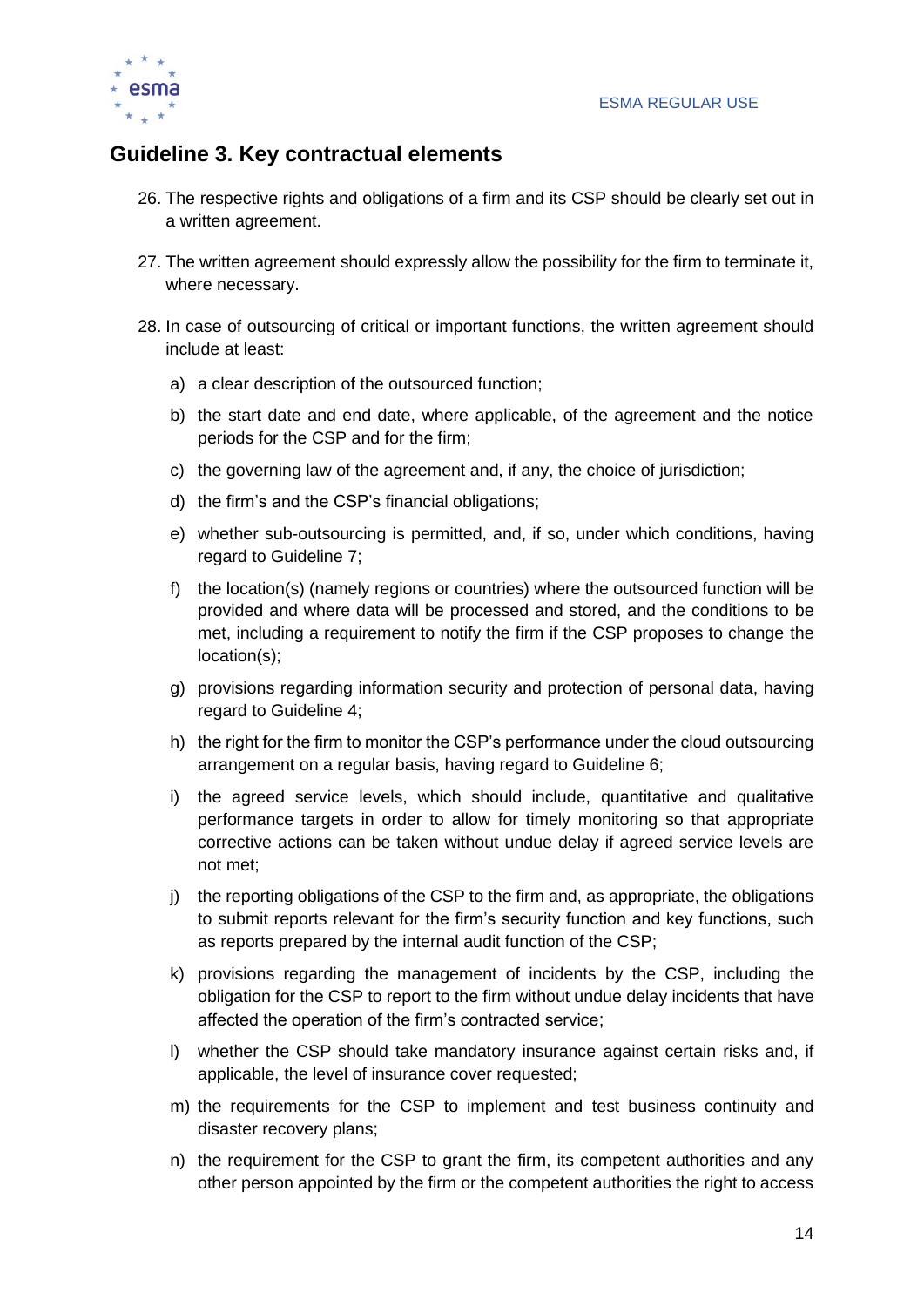## Guideline 3. Key contractual elements

26. The respective rights and obligations of a firm and its CSP should be clearly set out in a written agreement.

27. The written agreement should expressly allow the possibility for the firm to terminate it, where necessary.

28. In case of outsourcing of critical or important functions, the written agreement should include at least:

    a) a clear description of the outsourced function;

    b) the start date and end date, where applicable, of the agreement and the notice periods for the CSP and for the firm;

    c) the governing law of the agreement and, if any, the choice of jurisdiction;

    d) the firm's and the CSP's financial obligations;

    e) whether sub-outsourcing is permitted, and, if so, under which conditions, having regard to Guideline 7;

    f) the location(s) (namely regions or countries) where the outsourced function will be provided and where data will be processed and stored, and the conditions to be met, including a requirement to notify the firm if the CSP proposes to change the location(s);

    g) provisions regarding information security and protection of personal data, having regard to Guideline 4;

    h) the right for the firm to monitor the CSP's performance under the cloud outsourcing arrangement on a regular basis, having regard to Guideline 6;

    i) the agreed service levels, which should include, quantitative and qualitative performance targets in order to allow for timely monitoring so that appropriate corrective actions can be taken without undue delay if agreed service levels are not met;

    j) the reporting obligations of the CSP to the firm and, as appropriate, the obligations to submit reports relevant for the firm's security function and key functions, such as reports prepared by the internal audit function of the CSP;

    k) provisions regarding the management of incidents by the CSP, including the obligation for the CSP to report to the firm without undue delay incidents that have affected the operation of the firm's contracted service;

    l) whether the CSP should take mandatory insurance against certain risks and, if applicable, the level of insurance cover requested;

    m) the requirements for the CSP to implement and test business continuity and disaster recovery plans;

    n) the requirement for the CSP to grant the firm, its competent authorities and any other person appointed by the firm or the competent authorities the right to access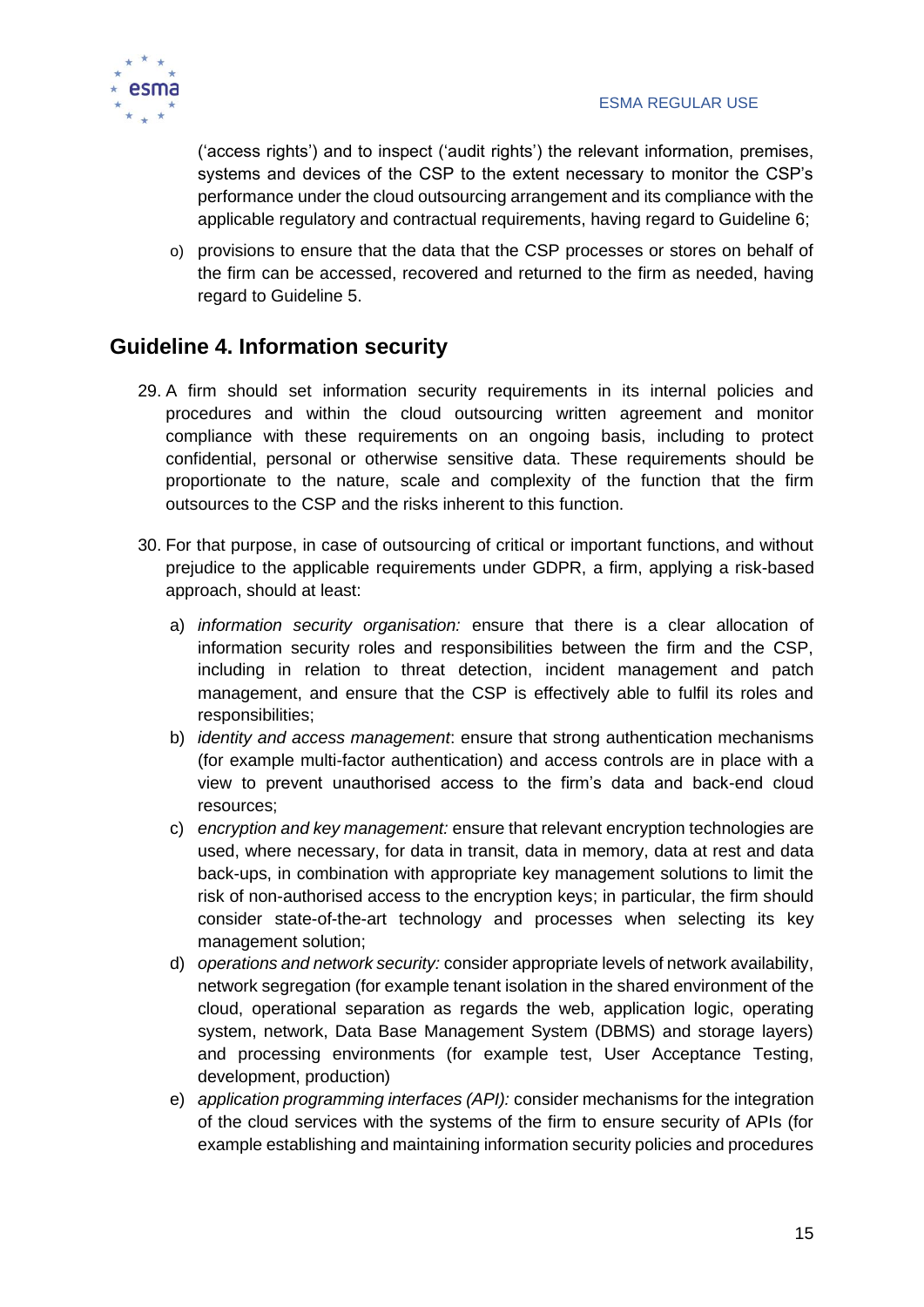('access rights') and to inspect ('audit rights') the relevant information, premises, systems and devices of the CSP to the extent necessary to monitor the CSP's performance under the cloud outsourcing arrangement and its compliance with the applicable regulatory and contractual requirements, having regard to Guideline 6;

o) provisions to ensure that the data that the CSP processes or stores on behalf of the firm can be accessed, recovered and returned to the firm as needed, having regard to Guideline 5.

## Guideline 4. Information security

29. A firm should set information security requirements in its internal policies and procedures and within the cloud outsourcing written agreement and monitor compliance with these requirements on an ongoing basis, including to protect confidential, personal or otherwise sensitive data. These requirements should be proportionate to the nature, scale and complexity of the function that the firm outsources to the CSP and the risks inherent to this function.

30. For that purpose, in case of outsourcing of critical or important functions, and without prejudice to the applicable requirements under GDPR, a firm, applying a risk-based approach, should at least:

    a) *information security organisation:* ensure that there is a clear allocation of information security roles and responsibilities between the firm and the CSP, including in relation to threat detection, incident management and patch management, and ensure that the CSP is effectively able to fulfil its roles and responsibilities;
    b) *identity and access management*: ensure that strong authentication mechanisms (for example multi-factor authentication) and access controls are in place with a view to prevent unauthorised access to the firm's data and back-end cloud resources;
    c) *encryption and key management:* ensure that relevant encryption technologies are used, where necessary, for data in transit, data in memory, data at rest and data back-ups, in combination with appropriate key management solutions to limit the risk of non-authorised access to the encryption keys; in particular, the firm should consider state-of-the-art technology and processes when selecting its key management solution;
    d) *operations and network security:* consider appropriate levels of network availability, network segregation (for example tenant isolation in the shared environment of the cloud, operational separation as regards the web, application logic, operating system, network, Data Base Management System (DBMS) and storage layers) and processing environments (for example test, User Acceptance Testing, development, production)
    e) *application programming interfaces (API):* consider mechanisms for the integration of the cloud services with the systems of the firm to ensure security of APIs (for example establishing and maintaining information security policies and procedures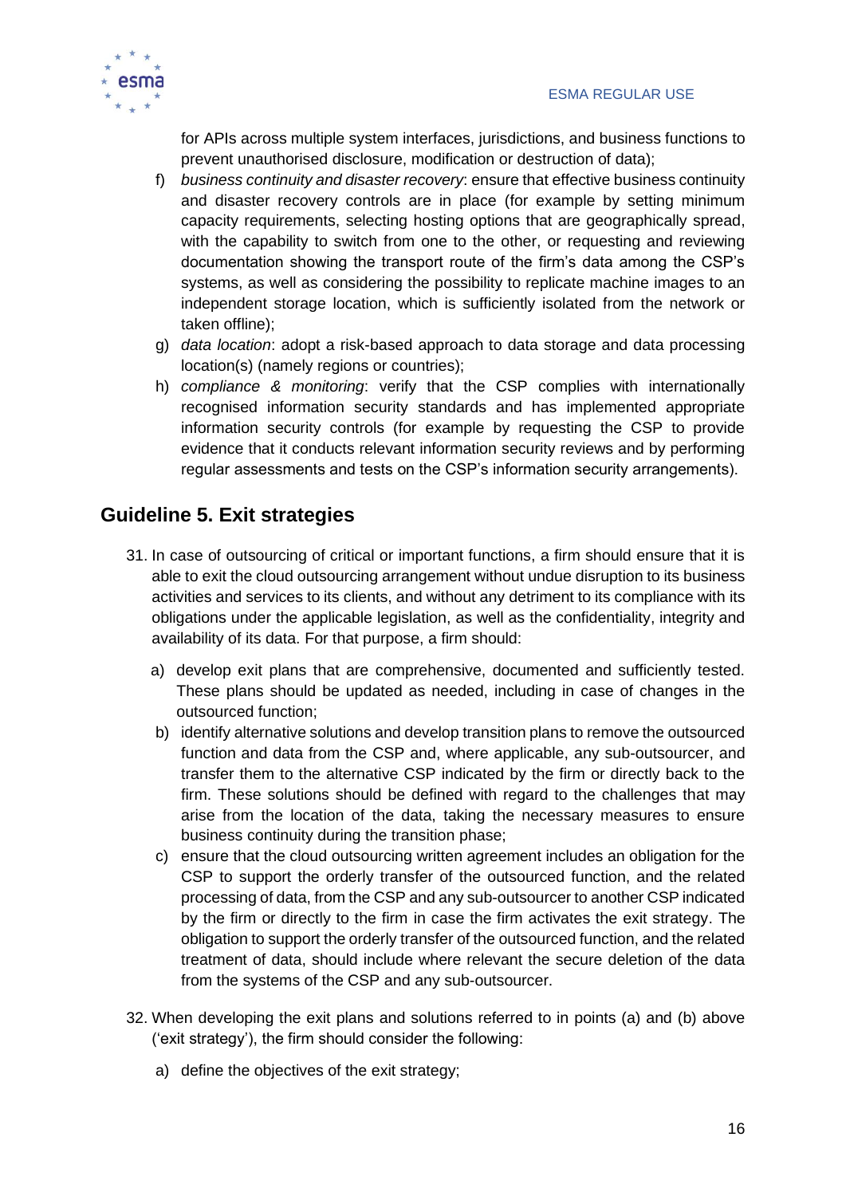for APIs across multiple system interfaces, jurisdictions, and business functions to prevent unauthorised disclosure, modification or destruction of data);

f) *business continuity and disaster recovery*: ensure that effective business continuity and disaster recovery controls are in place (for example by setting minimum capacity requirements, selecting hosting options that are geographically spread, with the capability to switch from one to the other, or requesting and reviewing documentation showing the transport route of the firm's data among the CSP's systems, as well as considering the possibility to replicate machine images to an independent storage location, which is sufficiently isolated from the network or taken offline);

g) *data location*: adopt a risk-based approach to data storage and data processing location(s) (namely regions or countries);

h) *compliance & monitoring*: verify that the CSP complies with internationally recognised information security standards and has implemented appropriate information security controls (for example by requesting the CSP to provide evidence that it conducts relevant information security reviews and by performing regular assessments and tests on the CSP's information security arrangements).

## Guideline 5. Exit strategies

31. In case of outsourcing of critical or important functions, a firm should ensure that it is able to exit the cloud outsourcing arrangement without undue disruption to its business activities and services to its clients, and without any detriment to its compliance with its obligations under the applicable legislation, as well as the confidentiality, integrity and availability of its data. For that purpose, a firm should:

   a) develop exit plans that are comprehensive, documented and sufficiently tested. These plans should be updated as needed, including in case of changes in the outsourced function;

   b) identify alternative solutions and develop transition plans to remove the outsourced function and data from the CSP and, where applicable, any sub-outsourcer, and transfer them to the alternative CSP indicated by the firm or directly back to the firm. These solutions should be defined with regard to the challenges that may arise from the location of the data, taking the necessary measures to ensure business continuity during the transition phase;

   c) ensure that the cloud outsourcing written agreement includes an obligation for the CSP to support the orderly transfer of the outsourced function, and the related processing of data, from the CSP and any sub-outsourcer to another CSP indicated by the firm or directly to the firm in case the firm activates the exit strategy. The obligation to support the orderly transfer of the outsourced function, and the related treatment of data, should include where relevant the secure deletion of the data from the systems of the CSP and any sub-outsourcer.

32. When developing the exit plans and solutions referred to in points (a) and (b) above ('exit strategy'), the firm should consider the following:

   a) define the objectives of the exit strategy;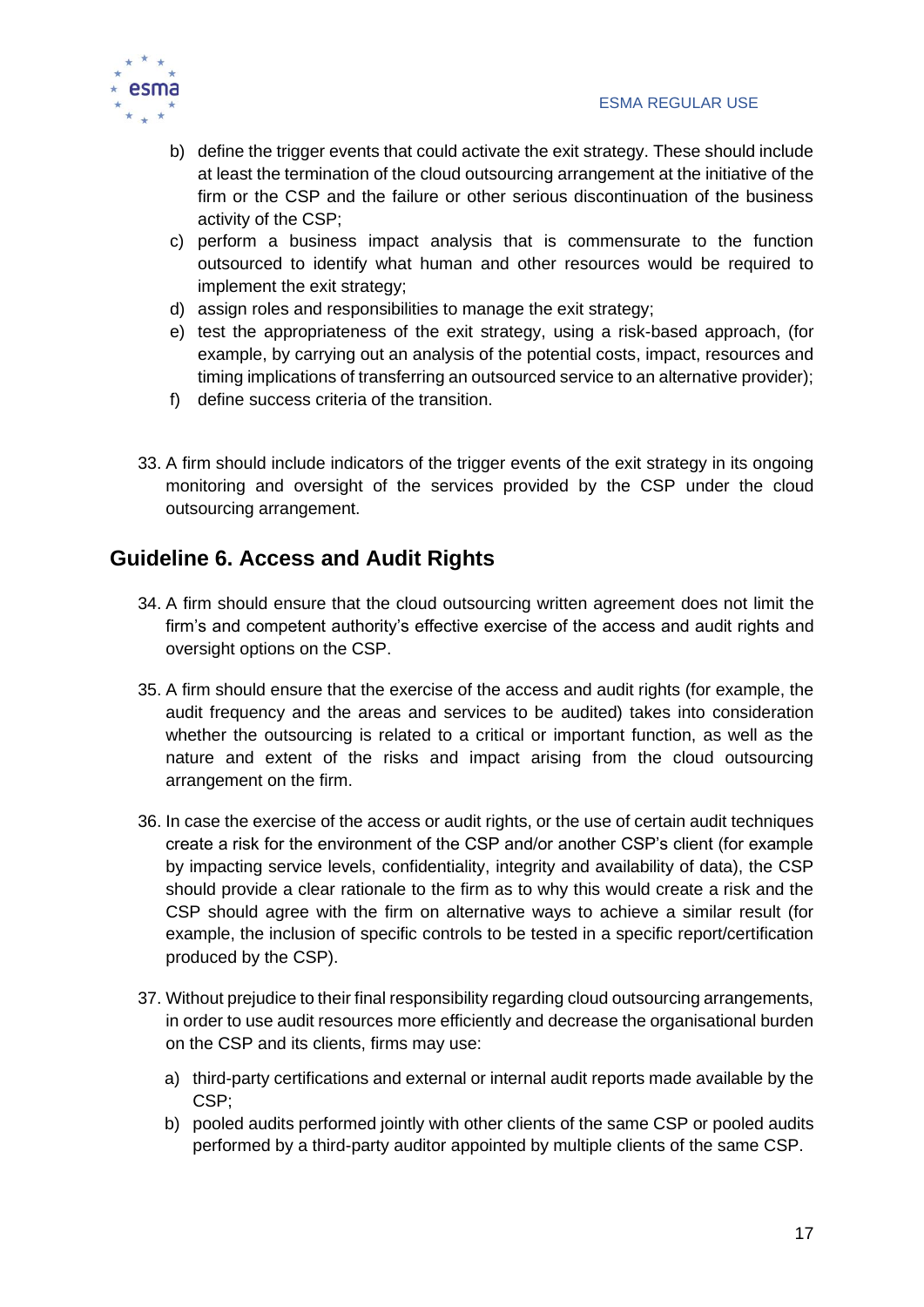b) define the trigger events that could activate the exit strategy. These should include at least the termination of the cloud outsourcing arrangement at the initiative of the firm or the CSP and the failure or other serious discontinuation of the business activity of the CSP;
c) perform a business impact analysis that is commensurate to the function outsourced to identify what human and other resources would be required to implement the exit strategy;
d) assign roles and responsibilities to manage the exit strategy;
e) test the appropriateness of the exit strategy, using a risk-based approach, (for example, by carrying out an analysis of the potential costs, impact, resources and timing implications of transferring an outsourced service to an alternative provider);
f) define success criteria of the transition.

33. A firm should include indicators of the trigger events of the exit strategy in its ongoing monitoring and oversight of the services provided by the CSP under the cloud outsourcing arrangement.

## Guideline 6. Access and Audit Rights

34. A firm should ensure that the cloud outsourcing written agreement does not limit the firm's and competent authority's effective exercise of the access and audit rights and oversight options on the CSP.

35. A firm should ensure that the exercise of the access and audit rights (for example, the audit frequency and the areas and services to be audited) takes into consideration whether the outsourcing is related to a critical or important function, as well as the nature and extent of the risks and impact arising from the cloud outsourcing arrangement on the firm.

36. In case the exercise of the access or audit rights, or the use of certain audit techniques create a risk for the environment of the CSP and/or another CSP's client (for example by impacting service levels, confidentiality, integrity and availability of data), the CSP should provide a clear rationale to the firm as to why this would create a risk and the CSP should agree with the firm on alternative ways to achieve a similar result (for example, the inclusion of specific controls to be tested in a specific report/certification produced by the CSP).

37. Without prejudice to their final responsibility regarding cloud outsourcing arrangements, in order to use audit resources more efficiently and decrease the organisational burden on the CSP and its clients, firms may use:

    a) third-party certifications and external or internal audit reports made available by the CSP;
    b) pooled audits performed jointly with other clients of the same CSP or pooled audits performed by a third-party auditor appointed by multiple clients of the same CSP.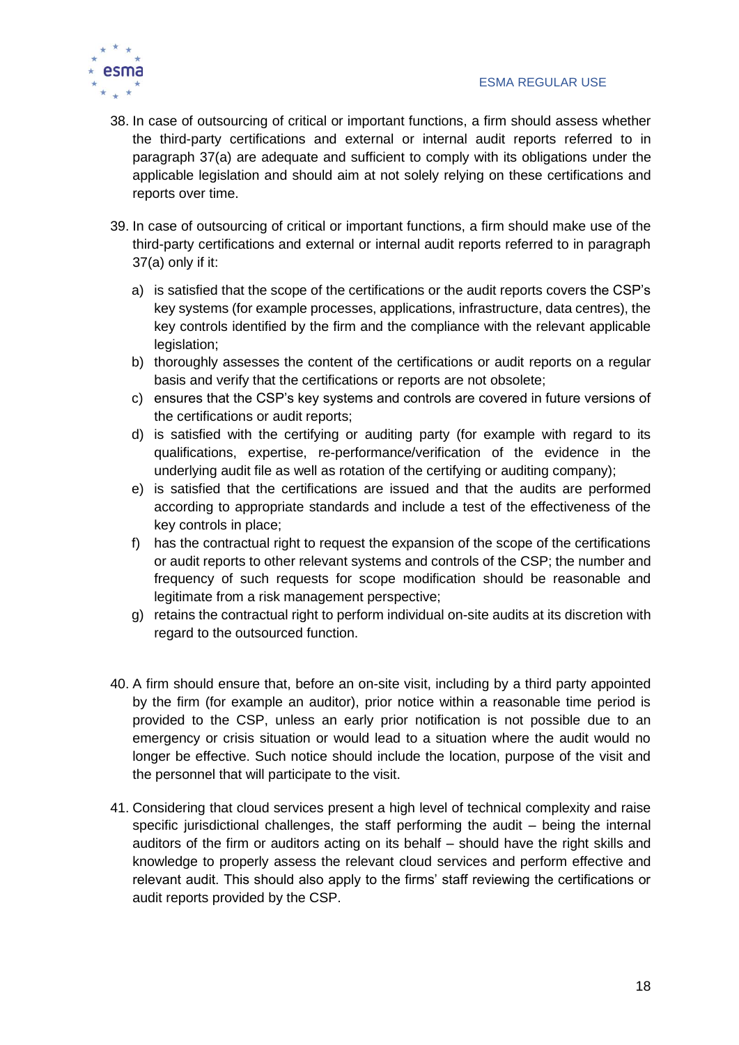38. In case of outsourcing of critical or important functions, a firm should assess whether the third-party certifications and external or internal audit reports referred to in paragraph 37(a) are adequate and sufficient to comply with its obligations under the applicable legislation and should aim at not solely relying on these certifications and reports over time.

39. In case of outsourcing of critical or important functions, a firm should make use of the third-party certifications and external or internal audit reports referred to in paragraph 37(a) only if it:

    a) is satisfied that the scope of the certifications or the audit reports covers the CSP's key systems (for example processes, applications, infrastructure, data centres), the key controls identified by the firm and the compliance with the relevant applicable legislation;
    b) thoroughly assesses the content of the certifications or audit reports on a regular basis and verify that the certifications or reports are not obsolete;
    c) ensures that the CSP's key systems and controls are covered in future versions of the certifications or audit reports;
    d) is satisfied with the certifying or auditing party (for example with regard to its qualifications, expertise, re-performance/verification of the evidence in the underlying audit file as well as rotation of the certifying or auditing company);
    e) is satisfied that the certifications are issued and that the audits are performed according to appropriate standards and include a test of the effectiveness of the key controls in place;
    f) has the contractual right to request the expansion of the scope of the certifications or audit reports to other relevant systems and controls of the CSP; the number and frequency of such requests for scope modification should be reasonable and legitimate from a risk management perspective;
    g) retains the contractual right to perform individual on-site audits at its discretion with regard to the outsourced function.

40. A firm should ensure that, before an on-site visit, including by a third party appointed by the firm (for example an auditor), prior notice within a reasonable time period is provided to the CSP, unless an early prior notification is not possible due to an emergency or crisis situation or would lead to a situation where the audit would no longer be effective. Such notice should include the location, purpose of the visit and the personnel that will participate to the visit.

41. Considering that cloud services present a high level of technical complexity and raise specific jurisdictional challenges, the staff performing the audit – being the internal auditors of the firm or auditors acting on its behalf – should have the right skills and knowledge to properly assess the relevant cloud services and perform effective and relevant audit. This should also apply to the firms' staff reviewing the certifications or audit reports provided by the CSP.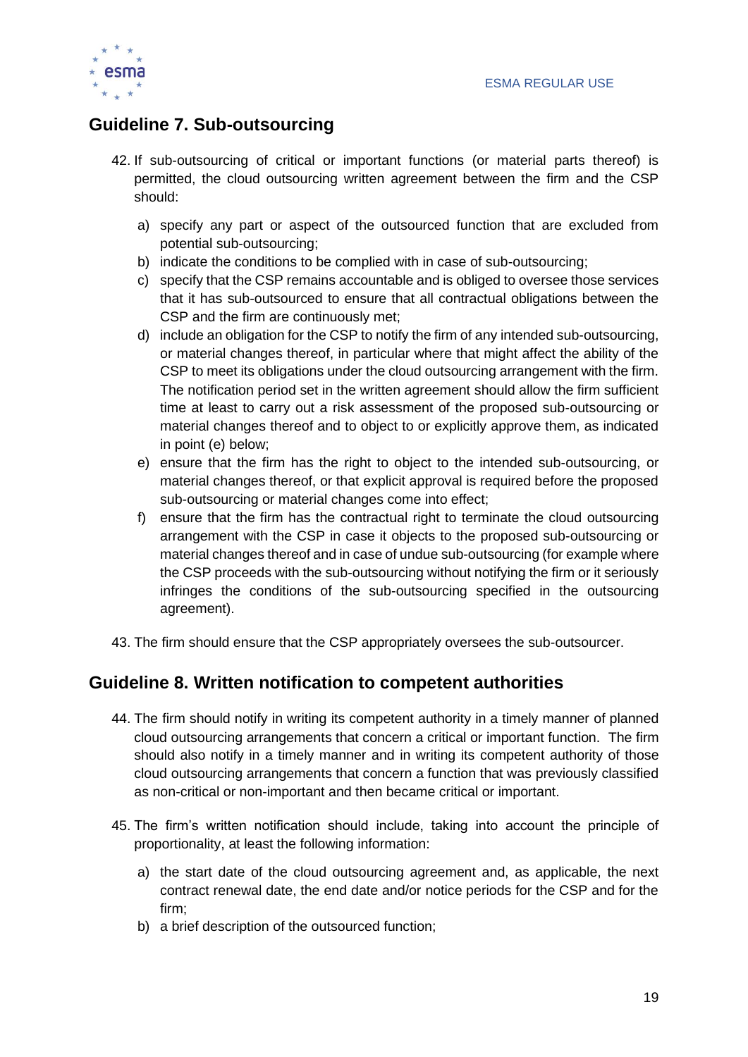## Guideline 7. Sub-outsourcing

42. If sub-outsourcing of critical or important functions (or material parts thereof) is permitted, the cloud outsourcing written agreement between the firm and the CSP should:

    a) specify any part or aspect of the outsourced function that are excluded from potential sub-outsourcing;
    b) indicate the conditions to be complied with in case of sub-outsourcing;
    c) specify that the CSP remains accountable and is obliged to oversee those services that it has sub-outsourced to ensure that all contractual obligations between the CSP and the firm are continuously met;
    d) include an obligation for the CSP to notify the firm of any intended sub-outsourcing, or material changes thereof, in particular where that might affect the ability of the CSP to meet its obligations under the cloud outsourcing arrangement with the firm. The notification period set in the written agreement should allow the firm sufficient time at least to carry out a risk assessment of the proposed sub-outsourcing or material changes thereof and to object to or explicitly approve them, as indicated in point (e) below;
    e) ensure that the firm has the right to object to the intended sub-outsourcing, or material changes thereof, or that explicit approval is required before the proposed sub-outsourcing or material changes come into effect;
    f) ensure that the firm has the contractual right to terminate the cloud outsourcing arrangement with the CSP in case it objects to the proposed sub-outsourcing or material changes thereof and in case of undue sub-outsourcing (for example where the CSP proceeds with the sub-outsourcing without notifying the firm or it seriously infringes the conditions of the sub-outsourcing specified in the outsourcing agreement).

43. The firm should ensure that the CSP appropriately oversees the sub-outsourcer.

## Guideline 8. Written notification to competent authorities

44. The firm should notify in writing its competent authority in a timely manner of planned cloud outsourcing arrangements that concern a critical or important function. The firm should also notify in a timely manner and in writing its competent authority of those cloud outsourcing arrangements that concern a function that was previously classified as non-critical or non-important and then became critical or important.

45. The firm's written notification should include, taking into account the principle of proportionality, at least the following information:

    a) the start date of the cloud outsourcing agreement and, as applicable, the next contract renewal date, the end date and/or notice periods for the CSP and for the firm;
    b) a brief description of the outsourced function;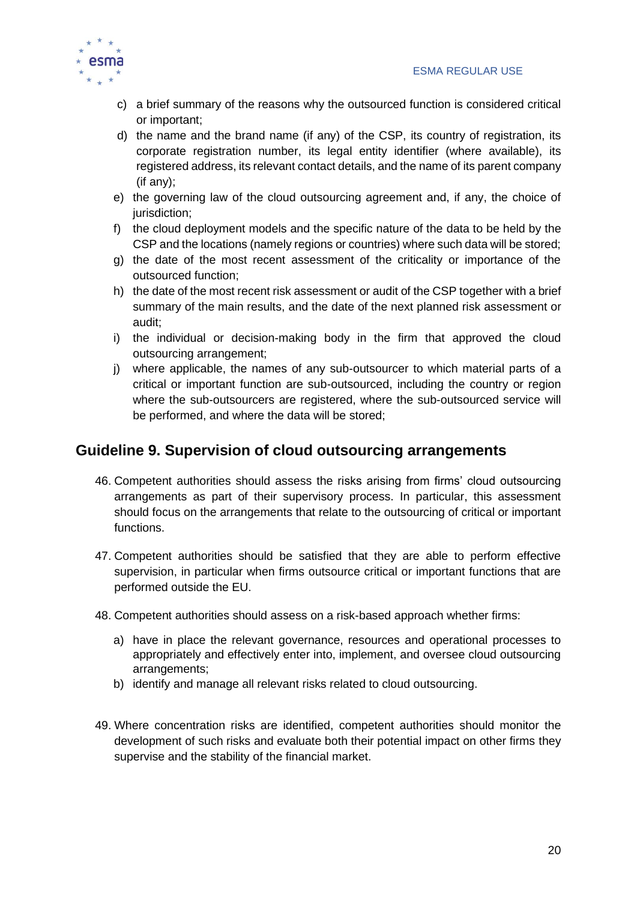c) a brief summary of the reasons why the outsourced function is considered critical or important;

d) the name and the brand name (if any) of the CSP, its country of registration, its corporate registration number, its legal entity identifier (where available), its registered address, its relevant contact details, and the name of its parent company (if any);

e) the governing law of the cloud outsourcing agreement and, if any, the choice of jurisdiction;

f) the cloud deployment models and the specific nature of the data to be held by the CSP and the locations (namely regions or countries) where such data will be stored;

g) the date of the most recent assessment of the criticality or importance of the outsourced function;

h) the date of the most recent risk assessment or audit of the CSP together with a brief summary of the main results, and the date of the next planned risk assessment or audit;

i) the individual or decision-making body in the firm that approved the cloud outsourcing arrangement;

j) where applicable, the names of any sub-outsourcer to which material parts of a critical or important function are sub-outsourced, including the country or region where the sub-outsourcers are registered, where the sub-outsourced service will be performed, and where the data will be stored;

## Guideline 9. Supervision of cloud outsourcing arrangements

46. Competent authorities should assess the risks arising from firms' cloud outsourcing arrangements as part of their supervisory process. In particular, this assessment should focus on the arrangements that relate to the outsourcing of critical or important functions.

47. Competent authorities should be satisfied that they are able to perform effective supervision, in particular when firms outsource critical or important functions that are performed outside the EU.

48. Competent authorities should assess on a risk-based approach whether firms:

    a) have in place the relevant governance, resources and operational processes to appropriately and effectively enter into, implement, and oversee cloud outsourcing arrangements;

    b) identify and manage all relevant risks related to cloud outsourcing.

49. Where concentration risks are identified, competent authorities should monitor the development of such risks and evaluate both their potential impact on other firms they supervise and the stability of the financial market.